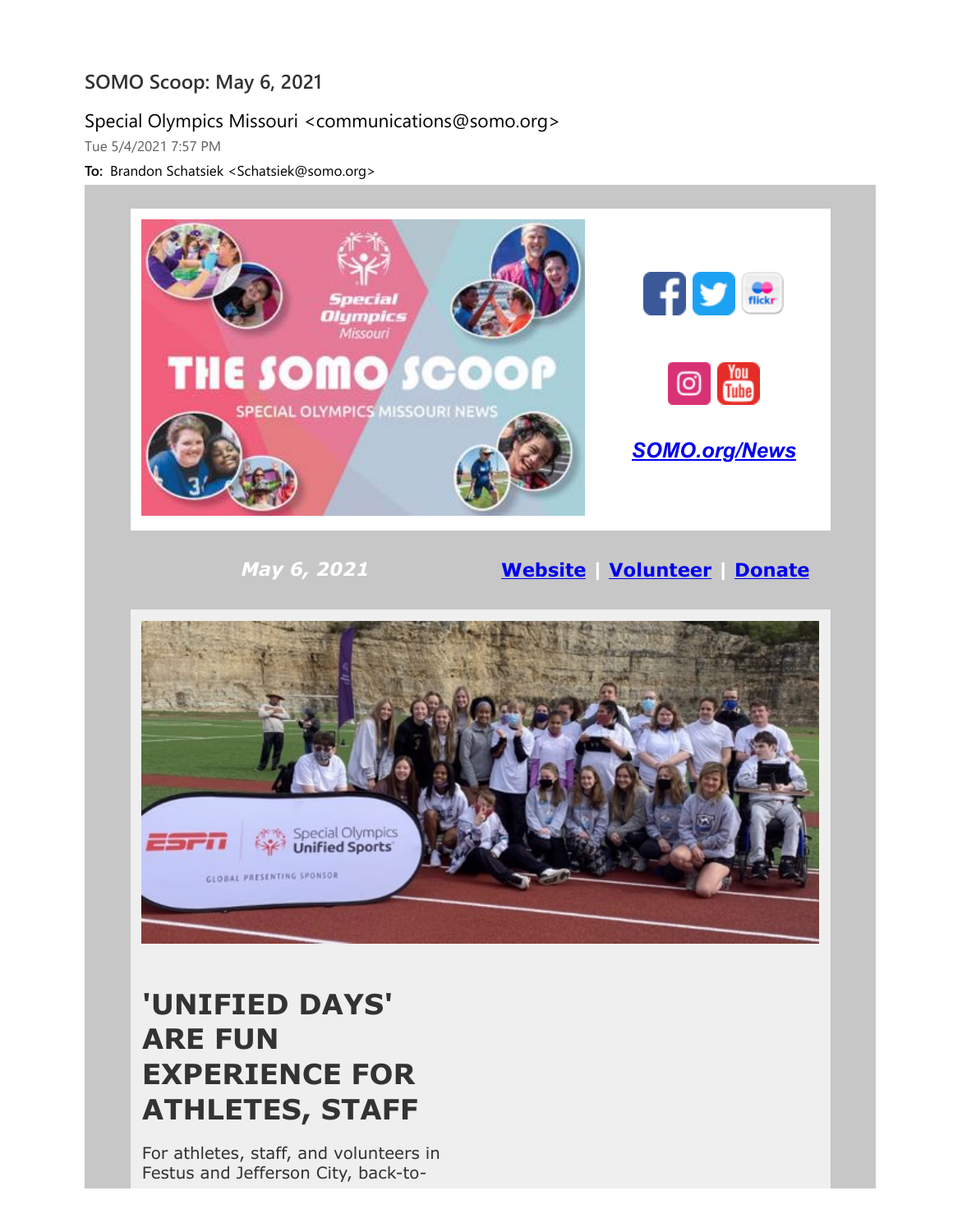SOMO Scoop: May 6, 2021

Special Olympics Missouri <communications@somo.org>

Tue 5/4/2021 7:57 PM

**To:** Brandon Schatsiek <Schatsiek@somo.org>

SOMO.org/News

*May 6, 2021* **Website** | **Volunteer** | **Donate**

# 'UNIFIED DAYS' ARE FUN EXPERIENCE FOR ATHLETES, STAFF

For athletes, staff, and volunteers in Festus and Jefferson City, back-to-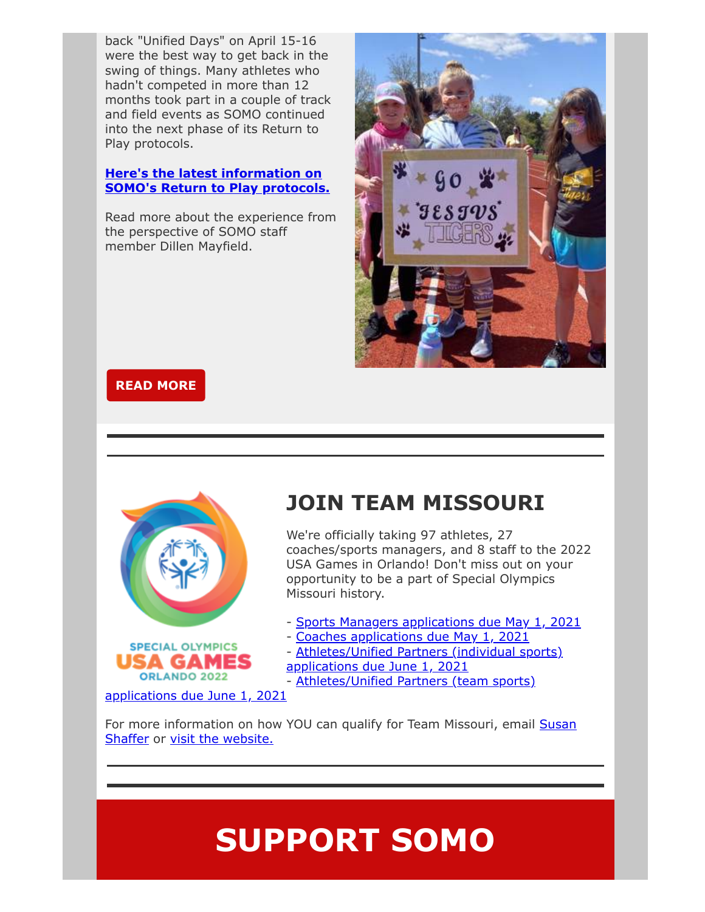back "Unified Days" on April 15-16 were the best way to get back in the swing of things. Many athletes who hadn't competed in more than 12 months took part in a couple of track and field events as SOMO continued into the next phase of its Return to Play protocols.

**Here's the latest information on SOMO's Return to Play protocols.**

Read more about the experience from the perspective of SOMO staff member Dillen Mayfield.

**READ MORE**

---

## JOIN TEAM MISSOURI

We're officially taking 97 athletes, 27 coaches/sports managers, and 8 staff to the 2022 USA Games in Orlando! Don't miss out on your opportunity to be a part of Special Olympics Missouri history.

- Sports Managers applications due May 1, 2021
- Coaches applications due May 1, 2021
- Athletes/Unified Partners (individual sports) applications due June 1, 2021
- Athletes/Unified Partners (team sports) applications due June 1, 2021

For more information on how YOU can qualify for Team Missouri, email Susan Shaffer or visit the website.

---

# SUPPORT SOMO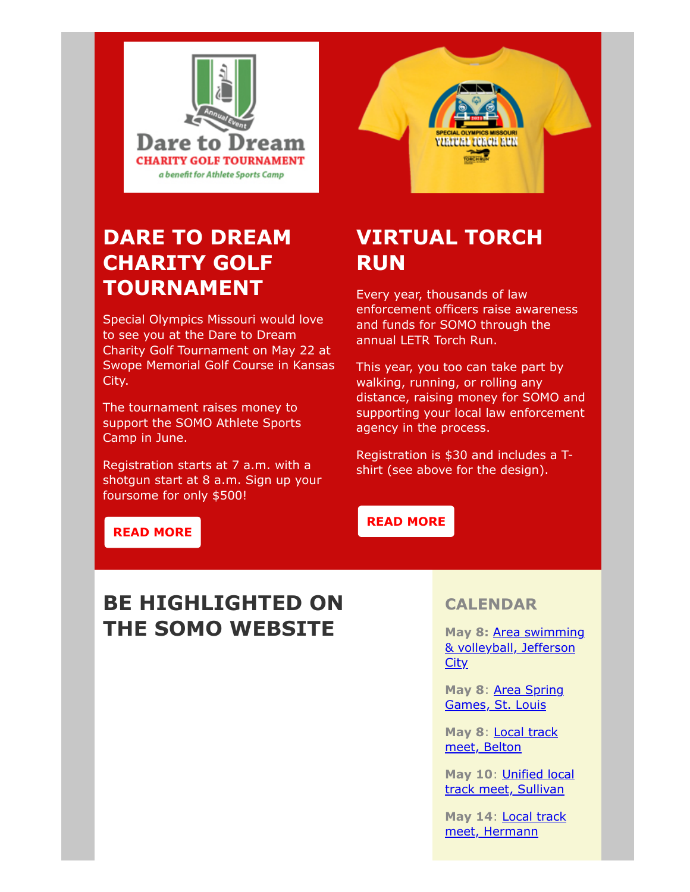## DARE TO DREAM CHARITY GOLF TOURNAMENT

Special Olympics Missouri would love to see you at the Dare to Dream Charity Golf Tournament on May 22 at Swope Memorial Golf Course in Kansas City.

The tournament raises money to support the SOMO Athlete Sports Camp in June.

Registration starts at 7 a.m. with a shotgun start at 8 a.m. Sign up your foursome for only $500!

READ MORE

## VIRTUAL TORCH RUN

Every year, thousands of law enforcement officers raise awareness and funds for SOMO through the annual LETR Torch Run.

This year, you too can take part by walking, running, or rolling any distance, raising money for SOMO and supporting your local law enforcement agency in the process.

Registration is $30 and includes a T-shirt (see above for the design).

READ MORE

## BE HIGHLIGHTED ON THE SOMO WEBSITE

## CALENDAR

**May 8:** Area swimming & volleyball, Jefferson City

**May 8**: Area Spring Games, St. Louis

**May 8**: Local track meet, Belton

**May 10**: Unified local track meet, Sullivan

**May 14**: Local track meet, Hermann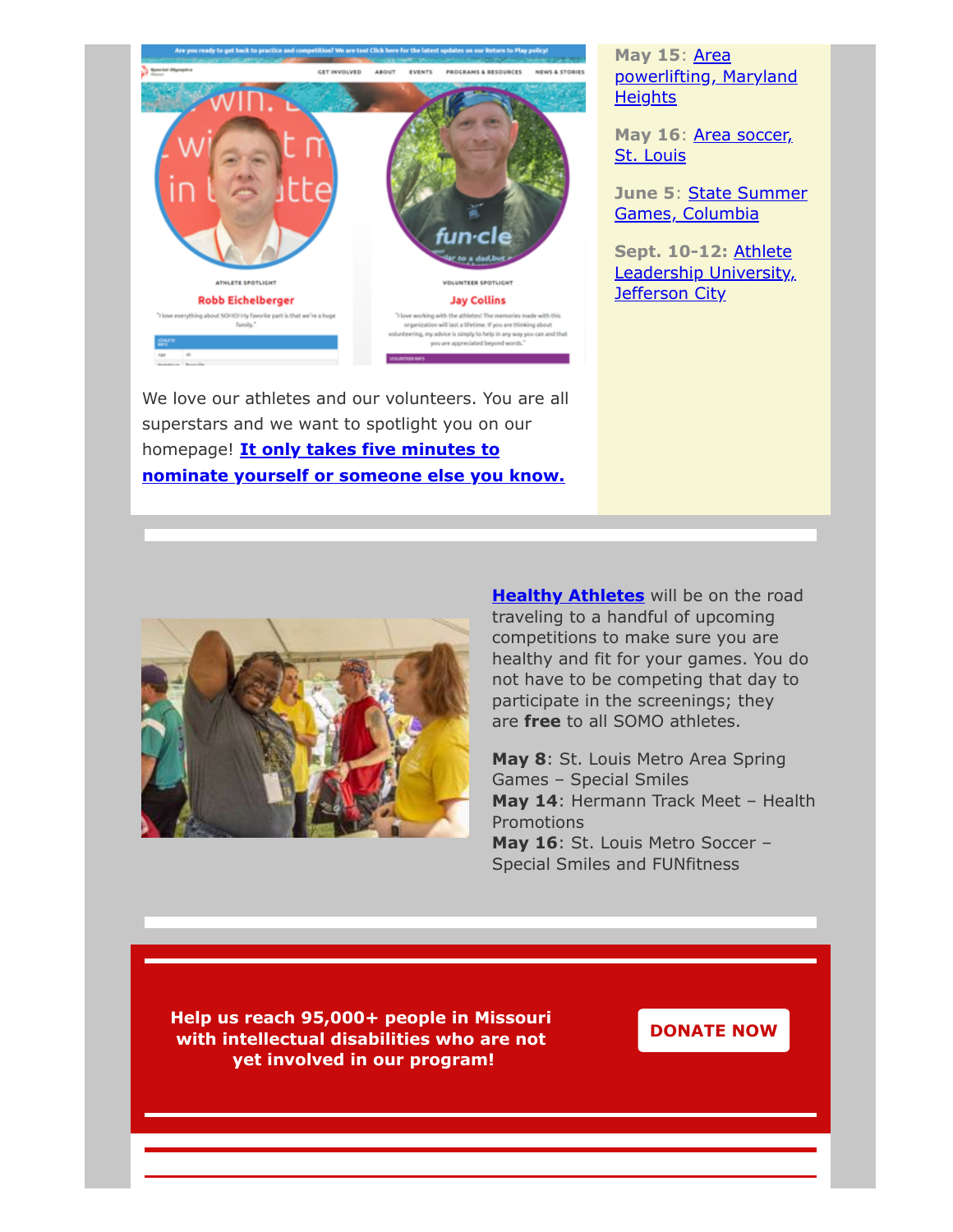We love our athletes and our volunteers. You are all superstars and we want to spotlight you on our homepage! **It only takes five minutes to nominate yourself or someone else you know.**

**May 15**: Area powerlifting, Maryland Heights

**May 16**: Area soccer, St. Louis

**June 5**: State Summer Games, Columbia

**Sept. 10-12:** Athlete Leadership University, Jefferson City

**Healthy Athletes** will be on the road traveling to a handful of upcoming competitions to make sure you are healthy and fit for your games. You do not have to be competing that day to participate in the screenings; they are **free** to all SOMO athletes.

**May 8**: St. Louis Metro Area Spring Games – Special Smiles
**May 14**: Hermann Track Meet – Health Promotions
**May 16**: St. Louis Metro Soccer – Special Smiles and FUNfitness

**Help us reach 95,000+ people in Missouri with intellectual disabilities who are not yet involved in our program!**

**DONATE NOW**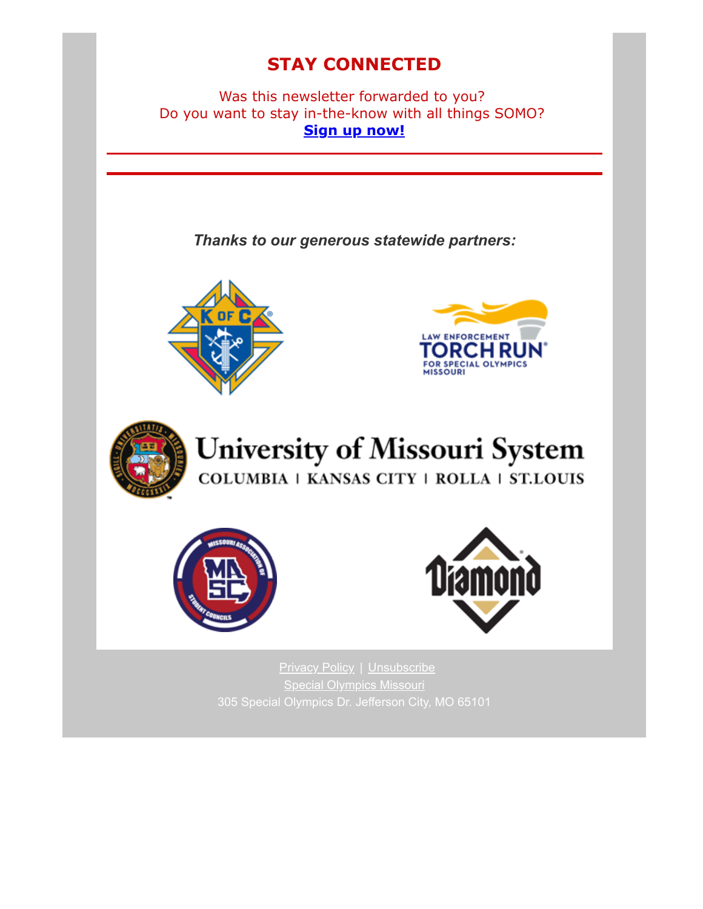## STAY CONNECTED

Was this newsletter forwarded to you?
Do you want to stay in-the-know with all things SOMO?
**Sign up now!**

---

---

***Thanks to our generous statewide partners:***

Privacy Policy | Unsubscribe
Special Olympics Missouri
305 Special Olympics Dr. Jefferson City, MO 65101